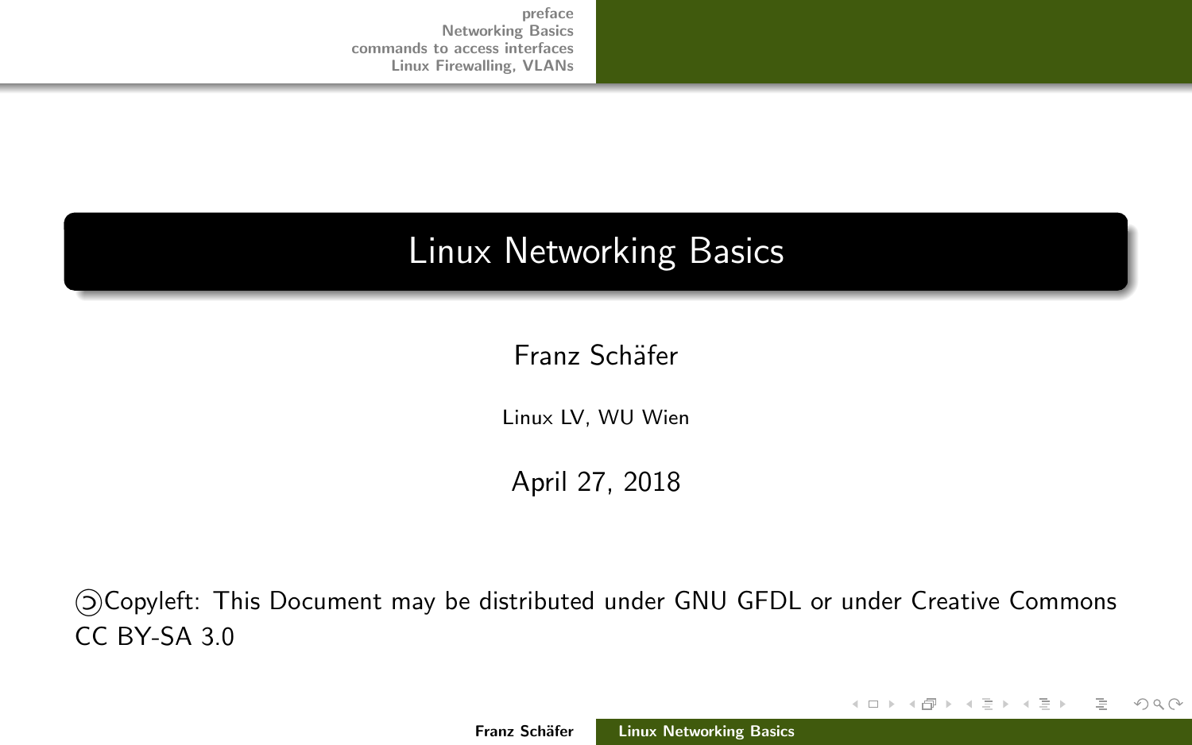# Linux Networking Basics

Franz Schäfer

Linux LV, WU Wien

April 27, 2018

ↄCopyleft: This Document may be distributed under GNU GFDL or under Creative Commons CC BY-SA 3.0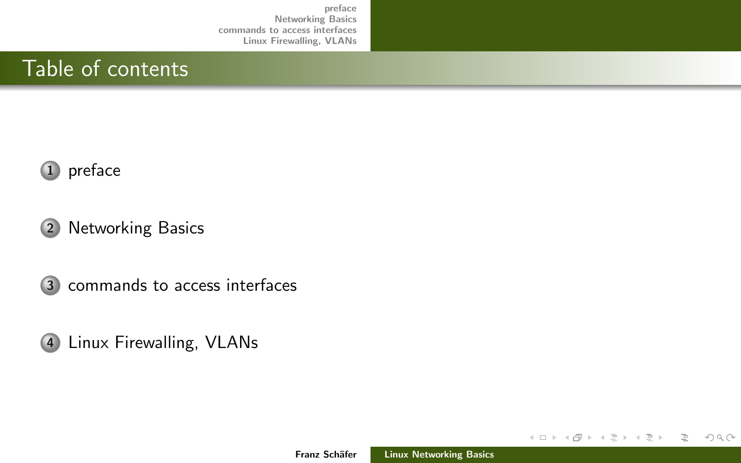# Table of contents

1. preface
2. Networking Basics
3. commands to access interfaces
4. Linux Firewalling, VLANs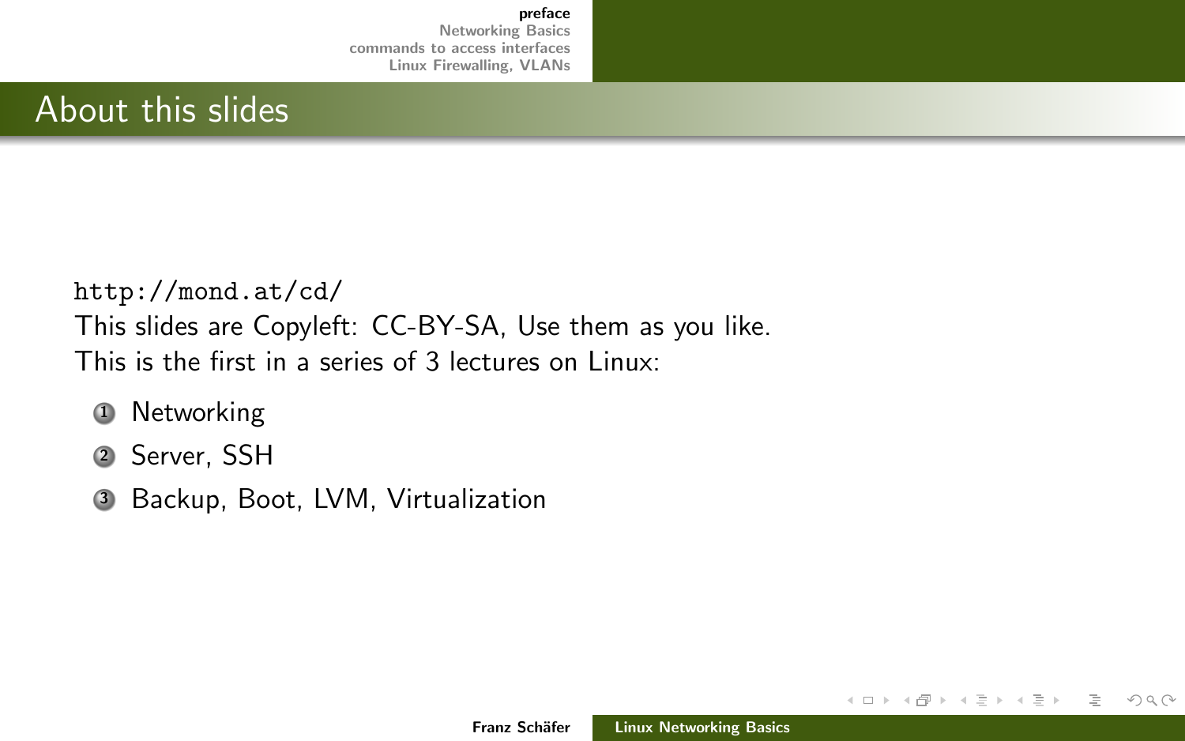## About this slides

http://mond.at/cd/

This slides are Copyleft: CC-BY-SA, Use them as you like.

This is the first in a series of 3 lectures on Linux:

1. Networking
2. Server, SSH
3. Backup, Boot, LVM, Virtualization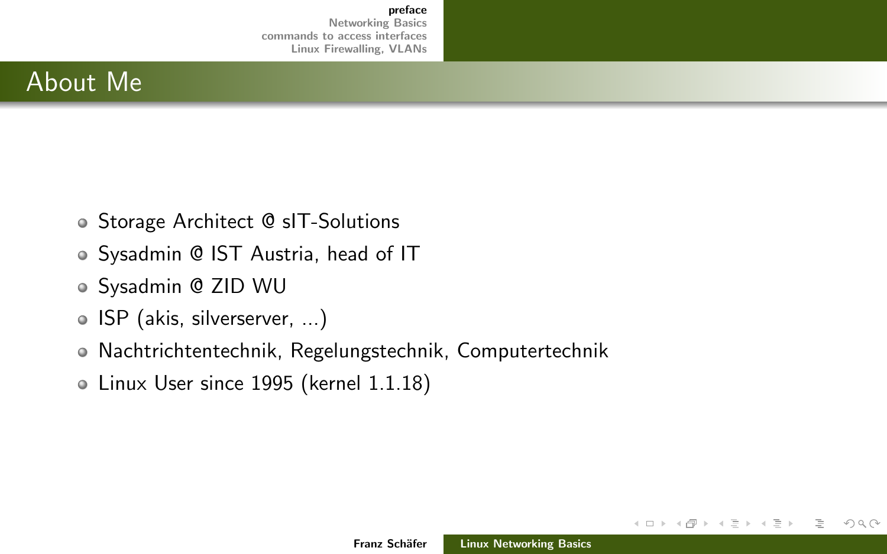## About Me

- Storage Architect @ sIT-Solutions
- Sysadmin @ IST Austria, head of IT
- Sysadmin @ ZID WU
- ISP (akis, silverserver, ...)
- Nachrichtentechnik, Regelungstechnik, Computertechnik
- Linux User since 1995 (kernel 1.1.18)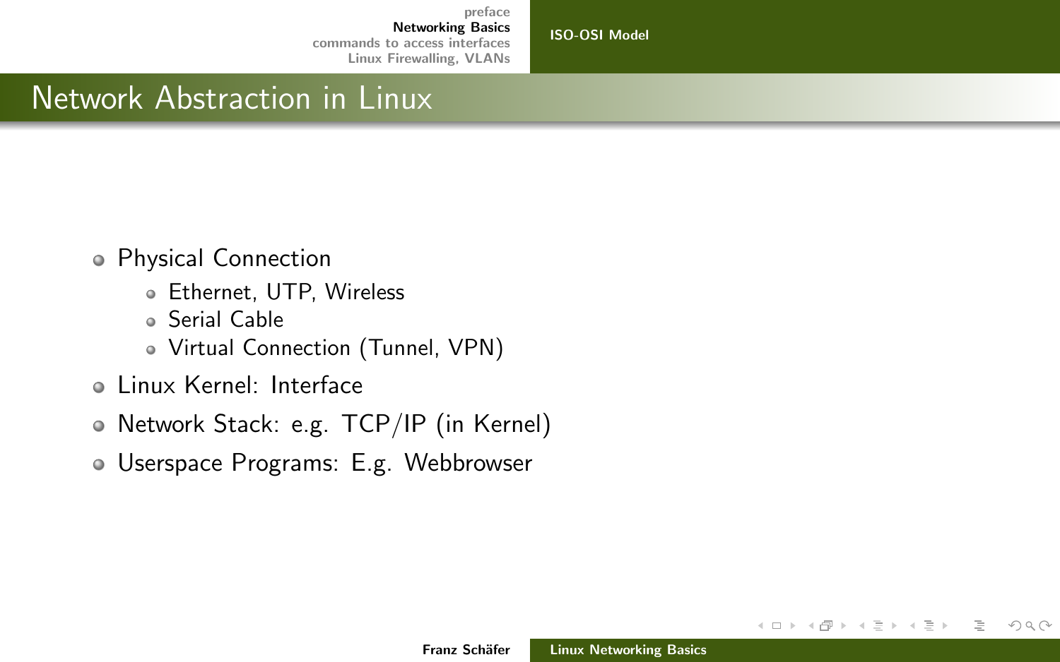## Network Abstraction in Linux

- Physical Connection
  - Ethernet, UTP, Wireless
  - Serial Cable
  - Virtual Connection (Tunnel, VPN)
- Linux Kernel: Interface
- Network Stack: e.g. TCP/IP (in Kernel)
- Userspace Programs: E.g. Webbrowser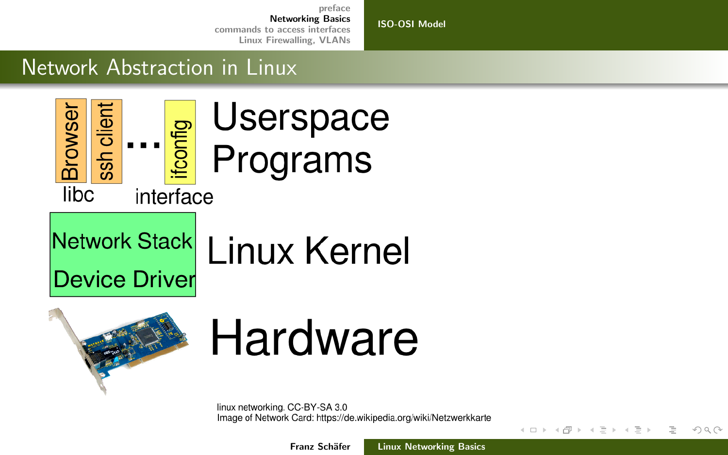# Network Abstraction in Linux

Browser | ssh client | ... | ifconfig

libc | interface

Userspace Programs

Network Stack

Device Driver

Linux Kernel

Hardware

linux networking. CC-BY-SA 3.0
Image of Network Card: https://de.wikipedia.org/wiki/Netzwerkkarte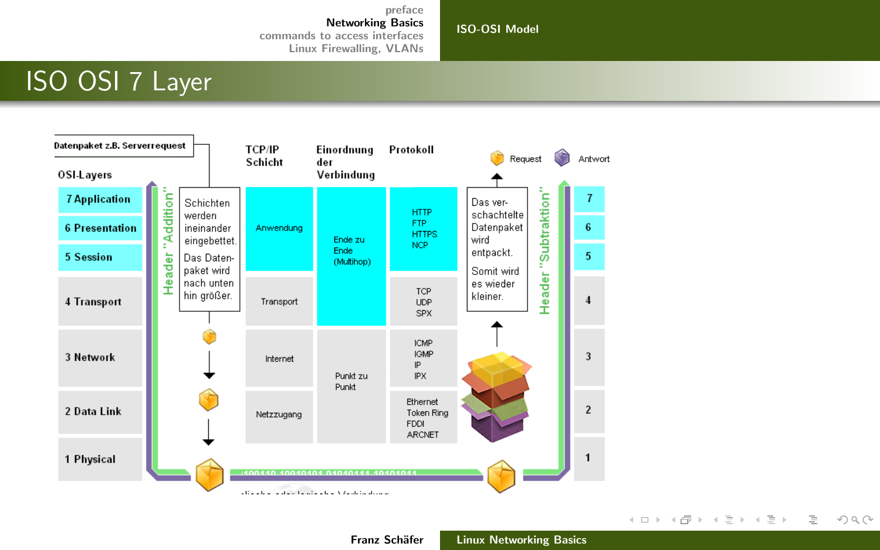# ISO OSI 7 Layer

Datenpaket z.B. Serverrequest

| OSI-Layers | TCP/IP Schicht | Einordnung der Verbindung | Protokoll | |
|---|---|---|---|---|
| 7 Application | Anwendung | Ende zu Ende (Multihop) | HTTP FTP HTTPS NCP | 7 |
| 6 Presentation | | | | 6 |
| 5 Session | | | | 5 |
| 4 Transport | Transport | | TCP UDP SPX | 4 |
| 3 Network | Internet | Punkt zu Punkt | ICMP IGMP IP IPX | 3 |
| 2 Data Link | Netzzugang | | Ethernet Token Ring FDDI ARCNET | 2 |
| 1 Physical | | | | 1 |

Header "Addition"

Schichten werden ineinander eingebettet. Das Datenpaket wird nach unten hin größer.

Header "Subtraktion"

Das verschachtelte Datenpaket wird entpackt. Somit wird es wieder kleiner.

Request — Antwort

...100110 10010101 01010111 10101011...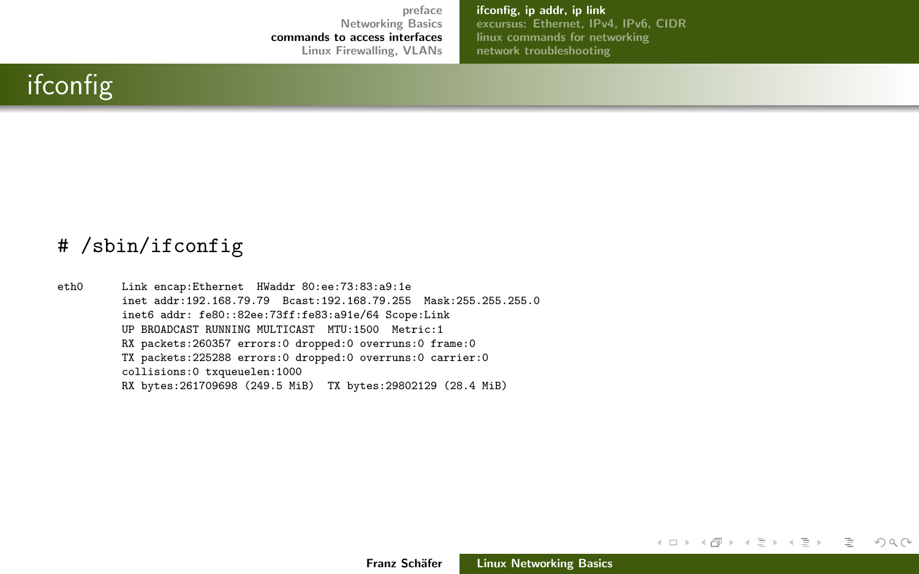# ifconfig

```
# /sbin/ifconfig

eth0      Link encap:Ethernet  HWaddr 80:ee:73:83:a9:1e
          inet addr:192.168.79.79  Bcast:192.168.79.255  Mask:255.255.255.0
          inet6 addr: fe80::82ee:73ff:fe83:a91e/64 Scope:Link
          UP BROADCAST RUNNING MULTICAST  MTU:1500  Metric:1
          RX packets:260357 errors:0 dropped:0 overruns:0 frame:0
          TX packets:225288 errors:0 dropped:0 overruns:0 carrier:0
          collisions:0 txqueuelen:1000
          RX bytes:261709698 (249.5 MiB)  TX bytes:29802129 (28.4 MiB)
```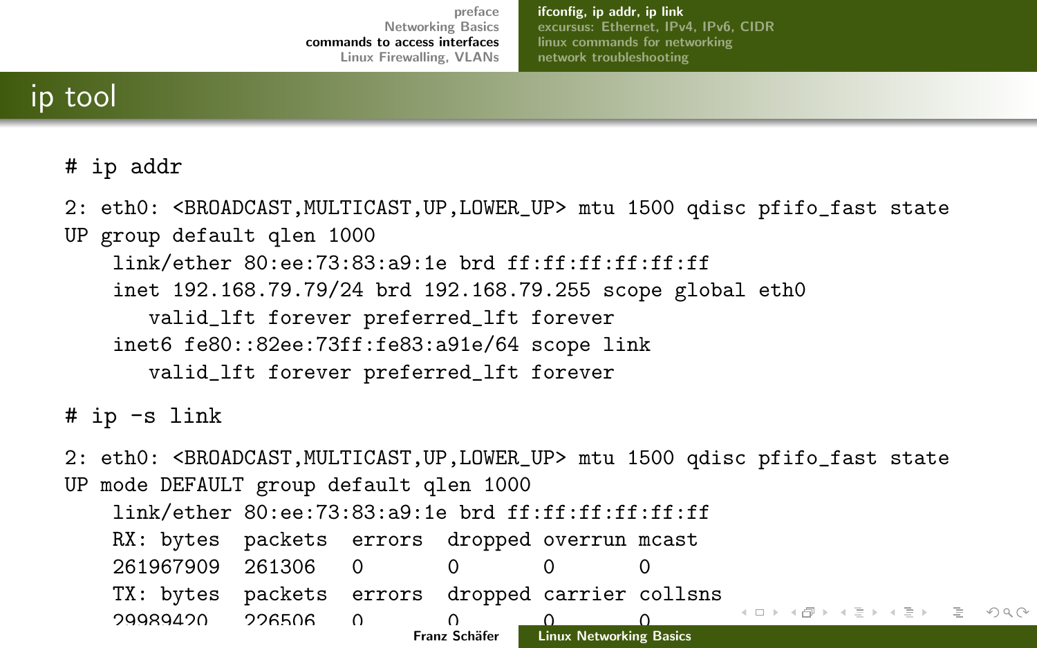# ip tool

```
# ip addr

2: eth0: <BROADCAST,MULTICAST,UP,LOWER_UP> mtu 1500 qdisc pfifo_fast state
UP group default qlen 1000
    link/ether 80:ee:73:83:a9:1e brd ff:ff:ff:ff:ff:ff
    inet 192.168.79.79/24 brd 192.168.79.255 scope global eth0
       valid_lft forever preferred_lft forever
    inet6 fe80::82ee:73ff:fe83:a91e/64 scope link
       valid_lft forever preferred_lft forever
```

```
# ip -s link

2: eth0: <BROADCAST,MULTICAST,UP,LOWER_UP> mtu 1500 qdisc pfifo_fast state
UP mode DEFAULT group default qlen 1000
    link/ether 80:ee:73:83:a9:1e brd ff:ff:ff:ff:ff:ff
    RX: bytes  packets  errors  dropped overrun mcast
    261967909  261306   0       0       0       0
    TX: bytes  packets  errors  dropped carrier collsns
    29989420   226506   0       0       0       0
```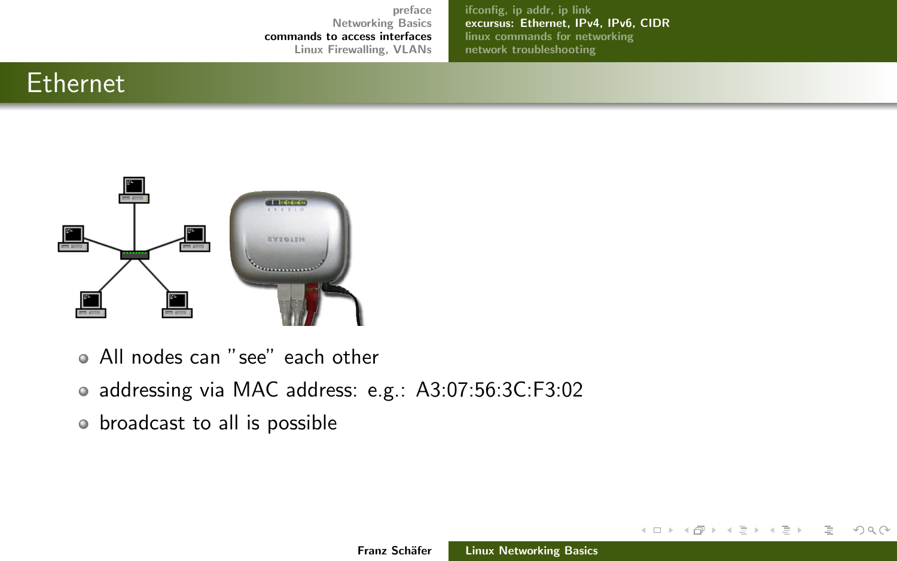# Ethernet

- All nodes can "see" each other
- addressing via MAC address: e.g.: A3:07:56:3C:F3:02
- broadcast to all is possible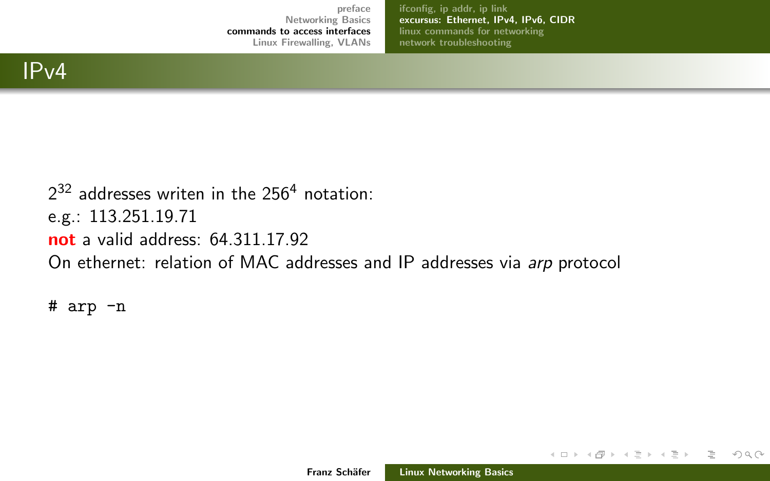# IPv4

$2^{32}$ addresses writen in the $256^4$ notation:
e.g.: 113.251.19.71
**not** a valid address: 64.311.17.92
On ethernet: relation of MAC addresses and IP addresses via *arp* protocol

```
# arp -n
```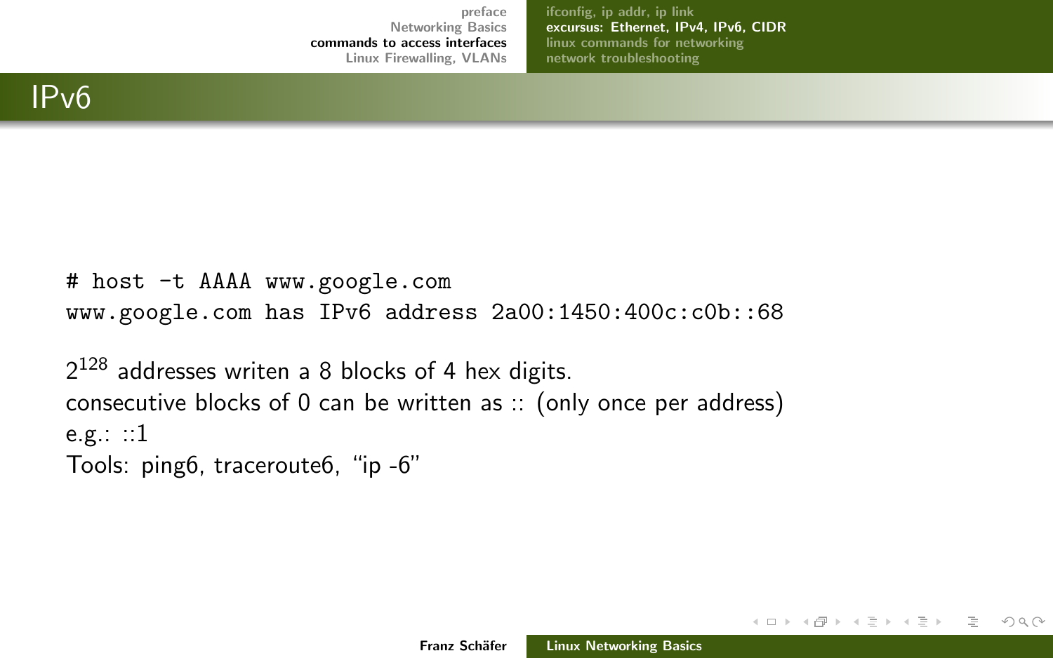# IPv6

```
# host -t AAAA www.google.com
www.google.com has IPv6 address 2a00:1450:400c:c0b::68
```

$2^{128}$ addresses writen a 8 blocks of 4 hex digits.
consecutive blocks of 0 can be written as :: (only once per address)
e.g.: ::1
Tools: ping6, traceroute6, "ip -6"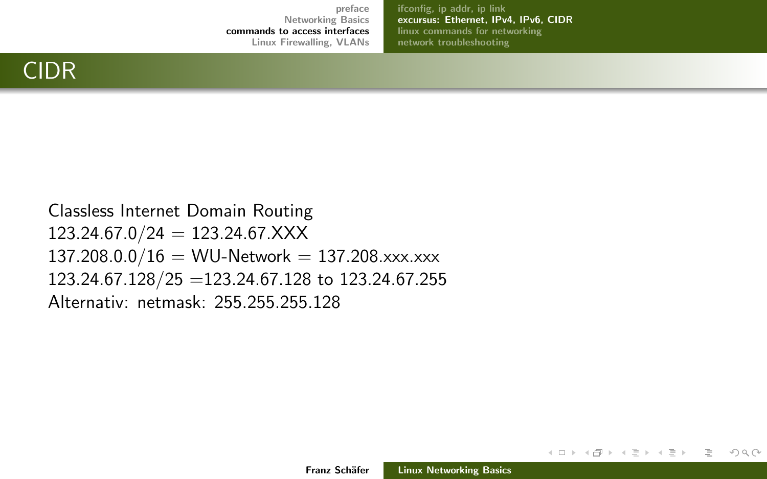# CIDR

Classless Internet Domain Routing
123.24.67.0/24 = 123.24.67.XXX
137.208.0.0/16 = WU-Network = 137.208.xxx.xxx
123.24.67.128/25 =123.24.67.128 to 123.24.67.255
Alternativ: netmask: 255.255.255.128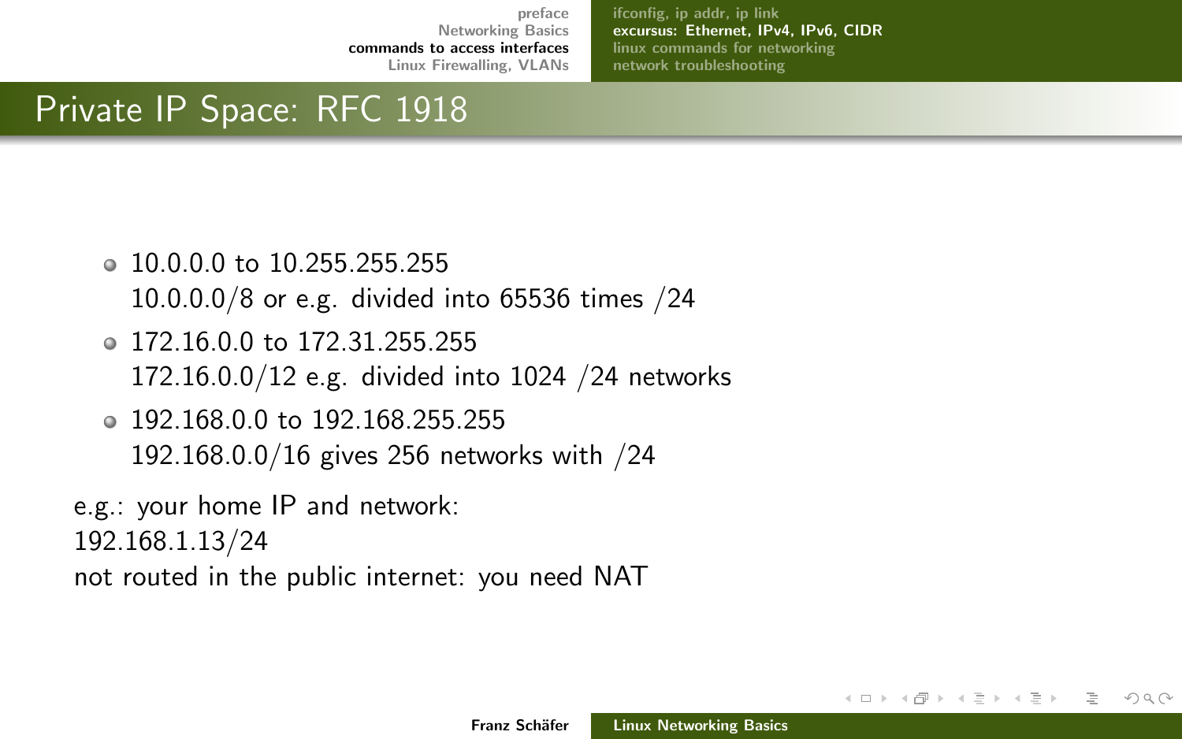## Private IP Space: RFC 1918

- 10.0.0.0 to 10.255.255.255
  10.0.0.0/8 or e.g. divided into 65536 times /24
- 172.16.0.0 to 172.31.255.255
  172.16.0.0/12 e.g. divided into 1024 /24 networks
- 192.168.0.0 to 192.168.255.255
  192.168.0.0/16 gives 256 networks with /24

e.g.: your home IP and network:
192.168.1.13/24
not routed in the public internet: you need NAT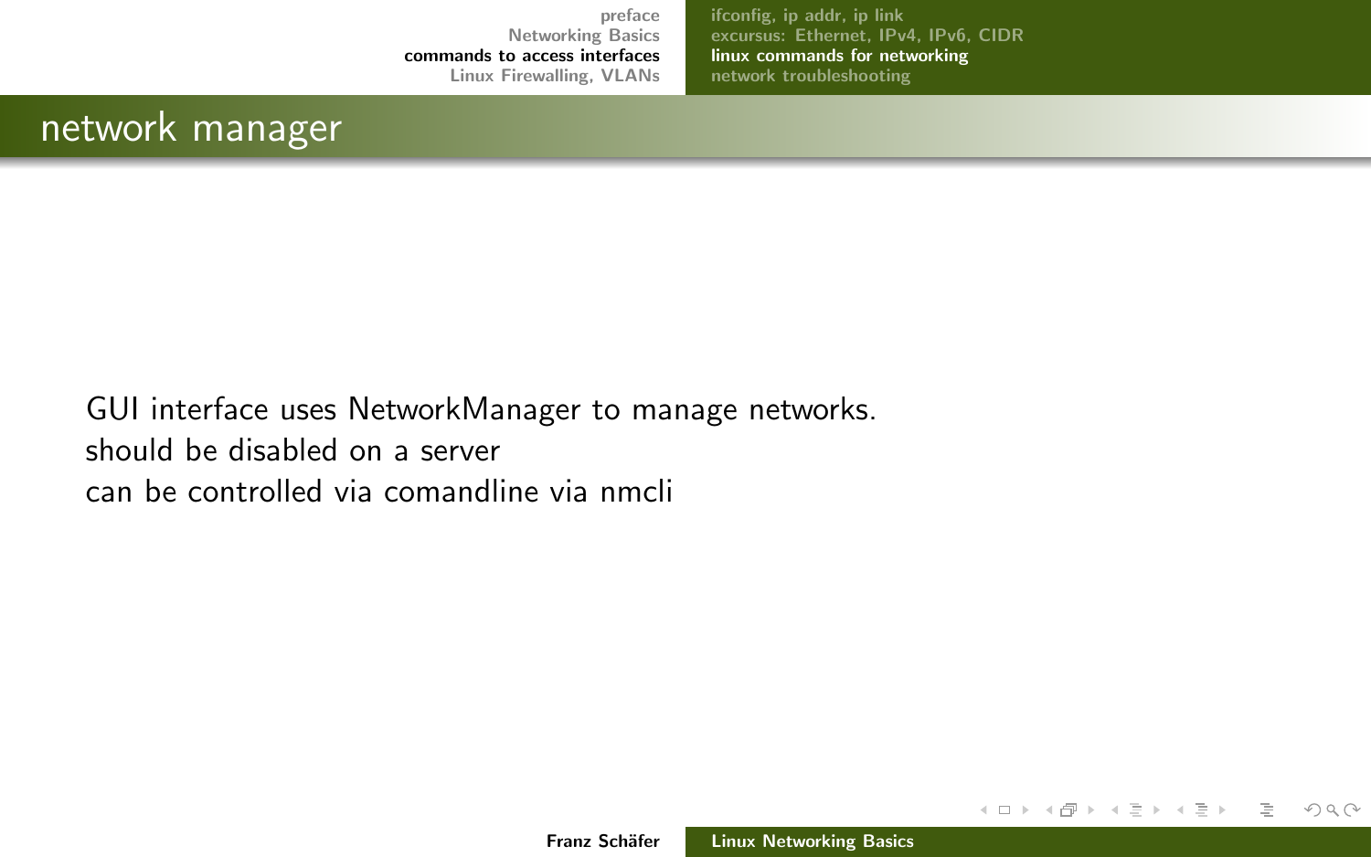## network manager

GUI interface uses NetworkManager to manage networks.
should be disabled on a server
can be controlled via comandline via nmcli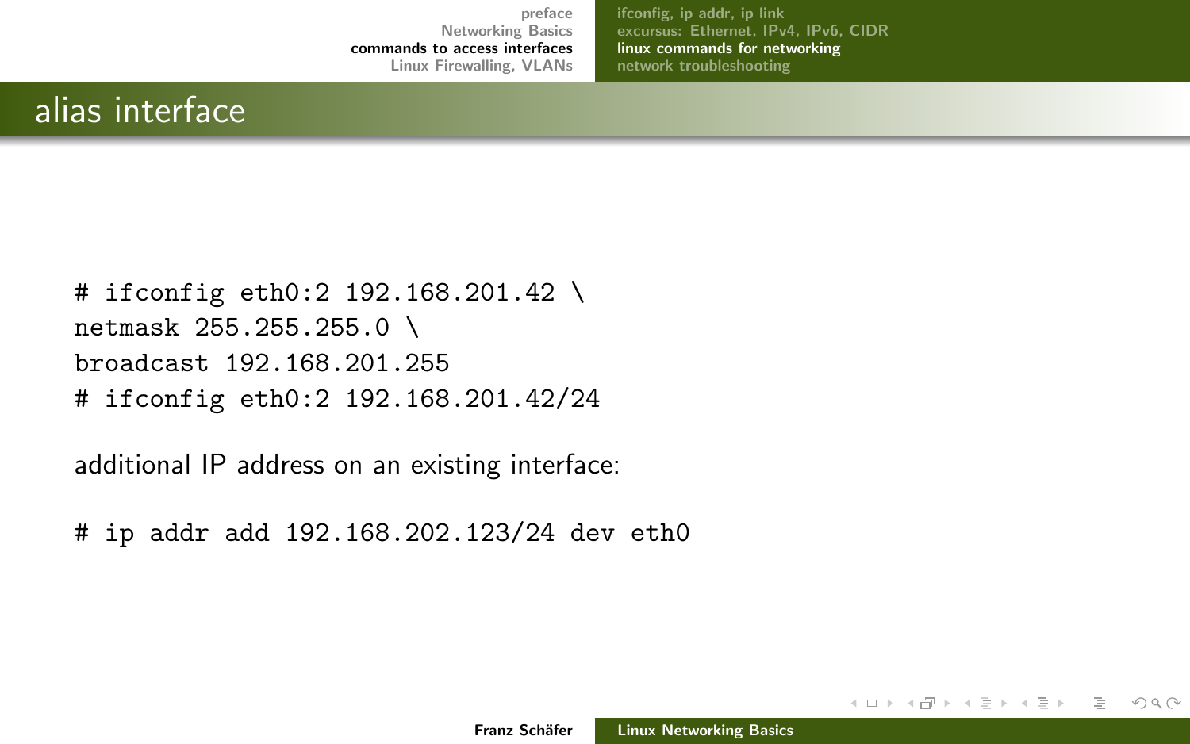## alias interface

```
# ifconfig eth0:2 192.168.201.42 \
netmask 255.255.255.0 \
broadcast 192.168.201.255
# ifconfig eth0:2 192.168.201.42/24
```

additional IP address on an existing interface:

```
# ip addr add 192.168.202.123/24 dev eth0
```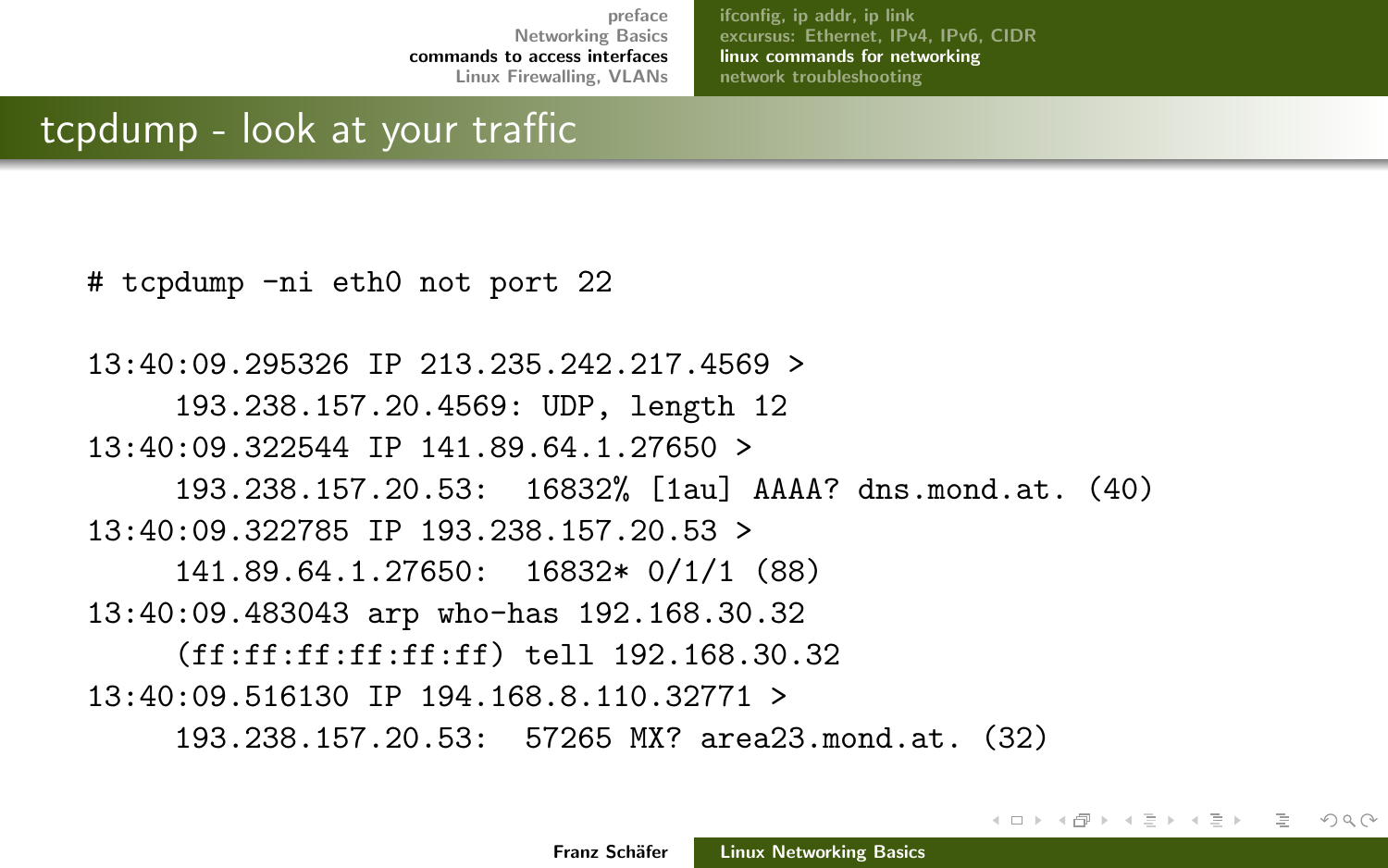# tcpdump - look at your traffic

```
# tcpdump -ni eth0 not port 22

13:40:09.295326 IP 213.235.242.217.4569 >
     193.238.157.20.4569: UDP, length 12
13:40:09.322544 IP 141.89.64.1.27650 >
     193.238.157.20.53:  16832% [1au] AAAA? dns.mond.at. (40)
13:40:09.322785 IP 193.238.157.20.53 >
     141.89.64.1.27650:  16832* 0/1/1 (88)
13:40:09.483043 arp who-has 192.168.30.32
     (ff:ff:ff:ff:ff:ff) tell 192.168.30.32
13:40:09.516130 IP 194.168.8.110.32771 >
     193.238.157.20.53:  57265 MX? area23.mond.at. (32)
```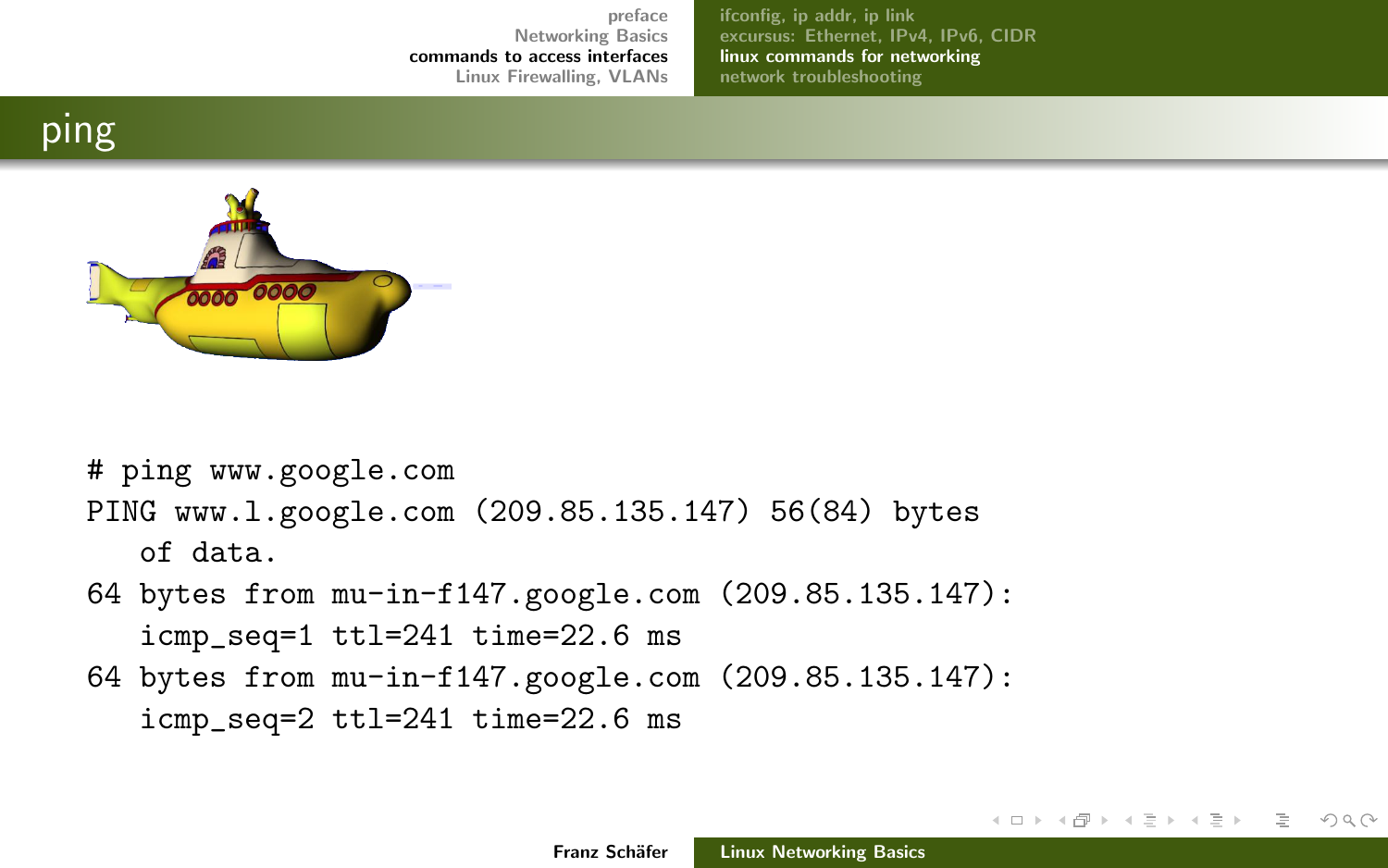# ping

```
# ping www.google.com
PING www.l.google.com (209.85.135.147) 56(84) bytes
   of data.
64 bytes from mu-in-f147.google.com (209.85.135.147):
   icmp_seq=1 ttl=241 time=22.6 ms
64 bytes from mu-in-f147.google.com (209.85.135.147):
   icmp_seq=2 ttl=241 time=22.6 ms
```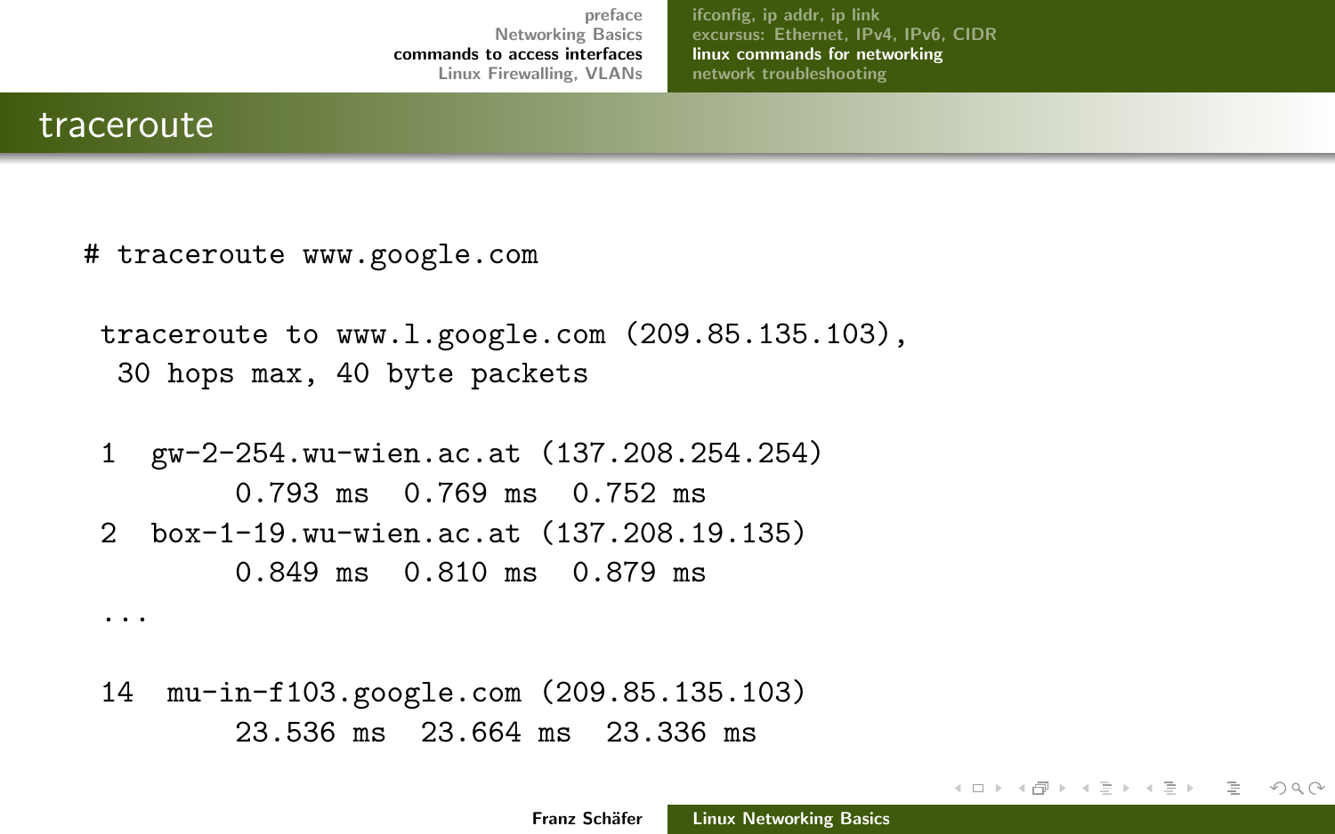## traceroute

```
# traceroute www.google.com

 traceroute to www.l.google.com (209.85.135.103),
  30 hops max, 40 byte packets

 1  gw-2-254.wu-wien.ac.at (137.208.254.254)
        0.793 ms  0.769 ms  0.752 ms
 2  box-1-19.wu-wien.ac.at (137.208.19.135)
        0.849 ms  0.810 ms  0.879 ms
 ...

 14  mu-in-f103.google.com (209.85.135.103)
        23.536 ms  23.664 ms  23.336 ms
```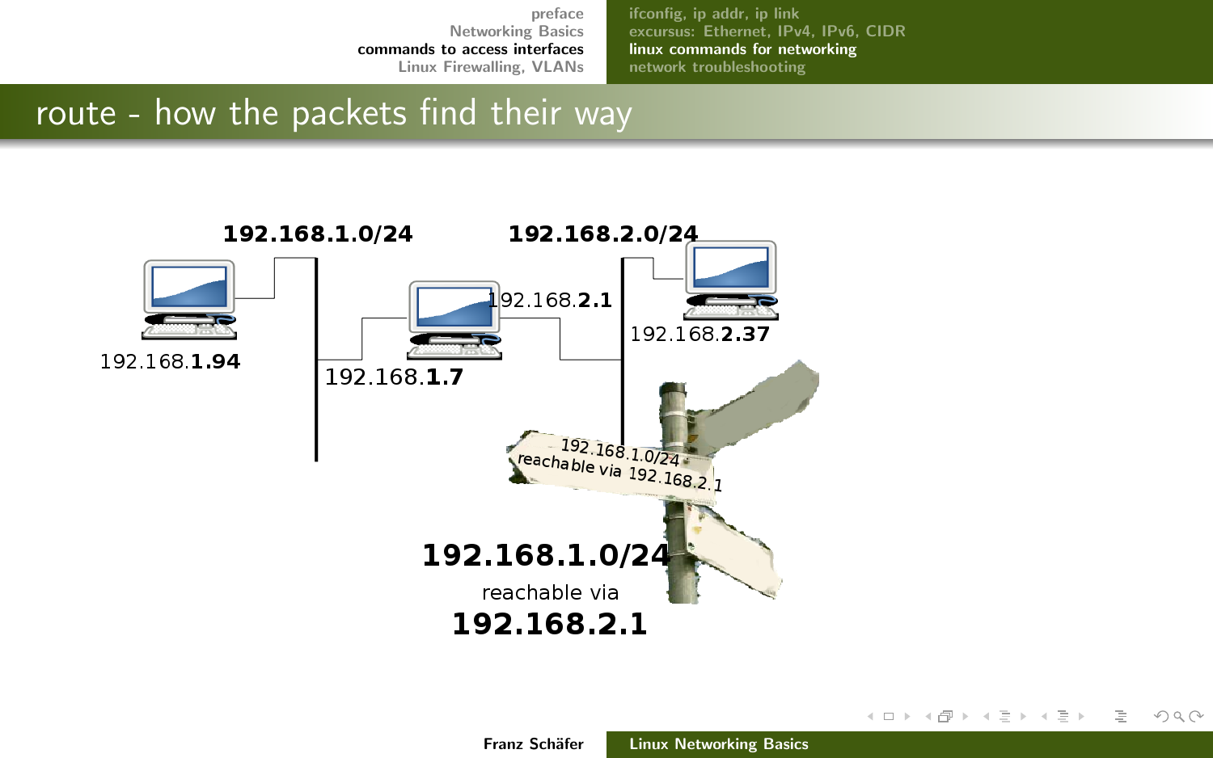# route - how the packets find their way

192.168.1.0/24

192.168.2.0/24

192.168.**1.94**

192.168.**1.7**

192.168.**2.1**

192.168.**2.37**

192.168.1.0/24 reachable via 192.168.2.1

**192.168.1.0/24**

reachable via

**192.168.2.1**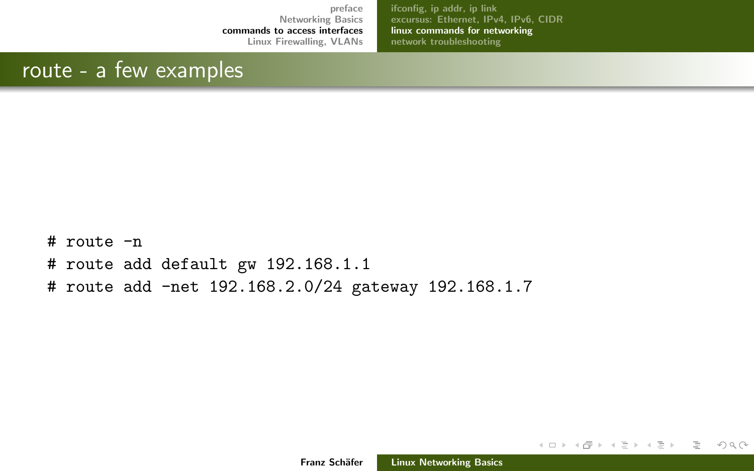## route - a few examples

```
# route -n
# route add default gw 192.168.1.1
# route add -net 192.168.2.0/24 gateway 192.168.1.7
```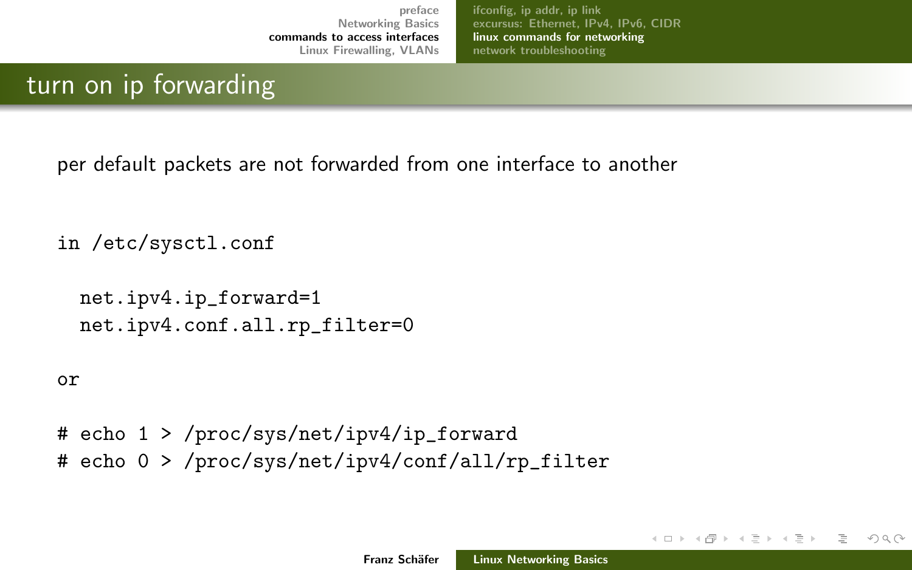## turn on ip forwarding

per default packets are not forwarded from one interface to another

in /etc/sysctl.conf

```
net.ipv4.ip_forward=1
net.ipv4.conf.all.rp_filter=0
```

or

```
# echo 1 > /proc/sys/net/ipv4/ip_forward
# echo 0 > /proc/sys/net/ipv4/conf/all/rp_filter
```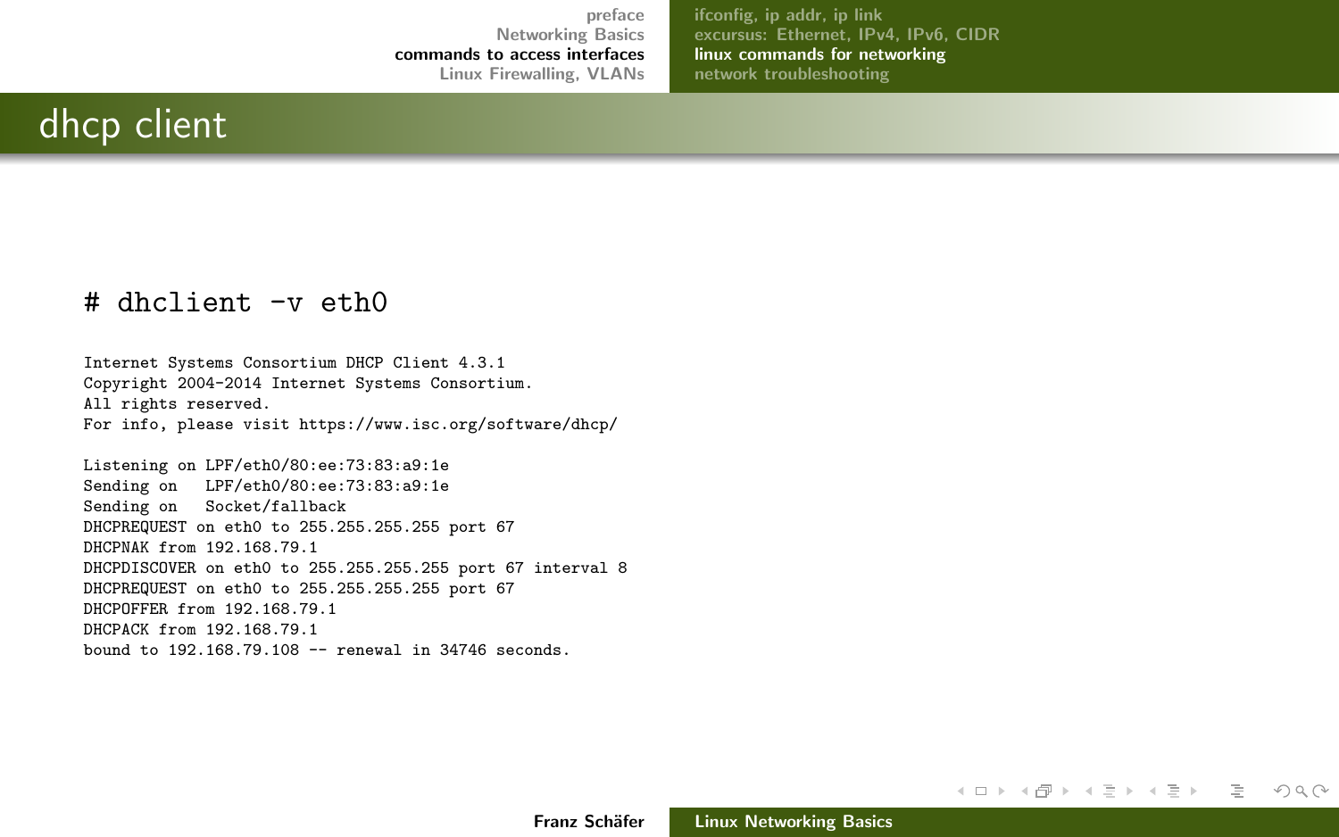# dhcp client

```
# dhclient -v eth0
```

```
Internet Systems Consortium DHCP Client 4.3.1
Copyright 2004-2014 Internet Systems Consortium.
All rights reserved.
For info, please visit https://www.isc.org/software/dhcp/

Listening on LPF/eth0/80:ee:73:83:a9:1e
Sending on   LPF/eth0/80:ee:73:83:a9:1e
Sending on   Socket/fallback
DHCPREQUEST on eth0 to 255.255.255.255 port 67
DHCPNAK from 192.168.79.1
DHCPDISCOVER on eth0 to 255.255.255.255 port 67 interval 8
DHCPREQUEST on eth0 to 255.255.255.255 port 67
DHCPOFFER from 192.168.79.1
DHCPACK from 192.168.79.1
bound to 192.168.79.108 -- renewal in 34746 seconds.
```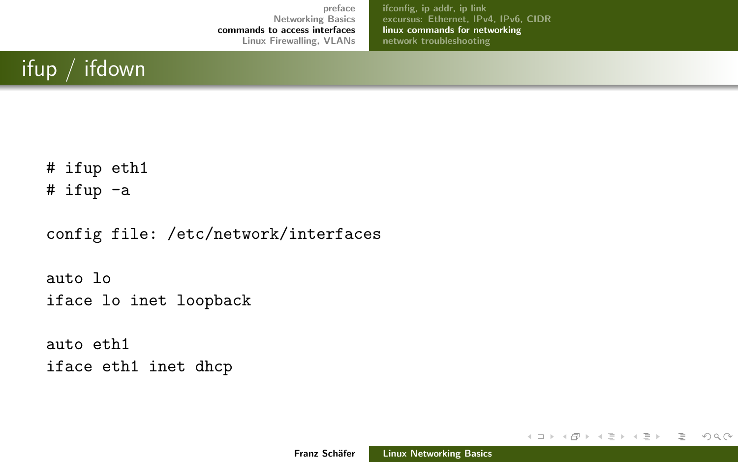# ifup / ifdown

```
# ifup eth1
# ifup -a
```

config file: /etc/network/interfaces

```
auto lo
iface lo inet loopback

auto eth1
iface eth1 inet dhcp
```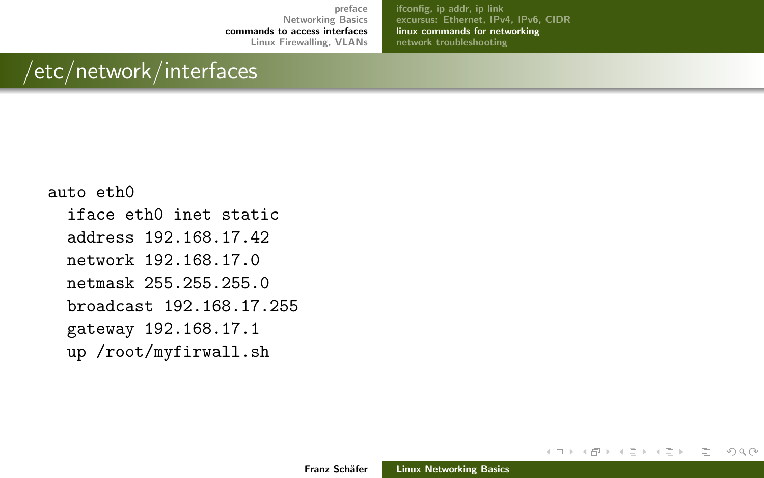# /etc/network/interfaces

```
auto eth0
  iface eth0 inet static
  address 192.168.17.42
  network 192.168.17.0
  netmask 255.255.255.0
  broadcast 192.168.17.255
  gateway 192.168.17.1
  up /root/myfirwall.sh
```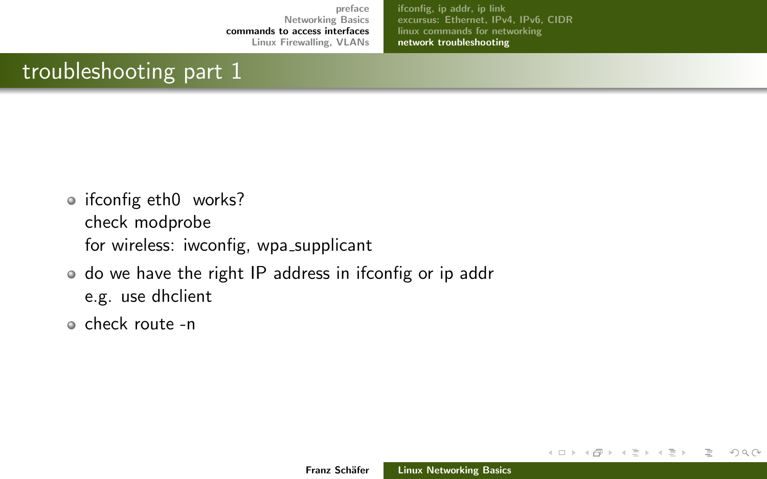## troubleshooting part 1

- ifconfig eth0 works?
  check modprobe
  for wireless: iwconfig, wpa_supplicant
- do we have the right IP address in ifconfig or ip addr
  e.g. use dhclient
- check route -n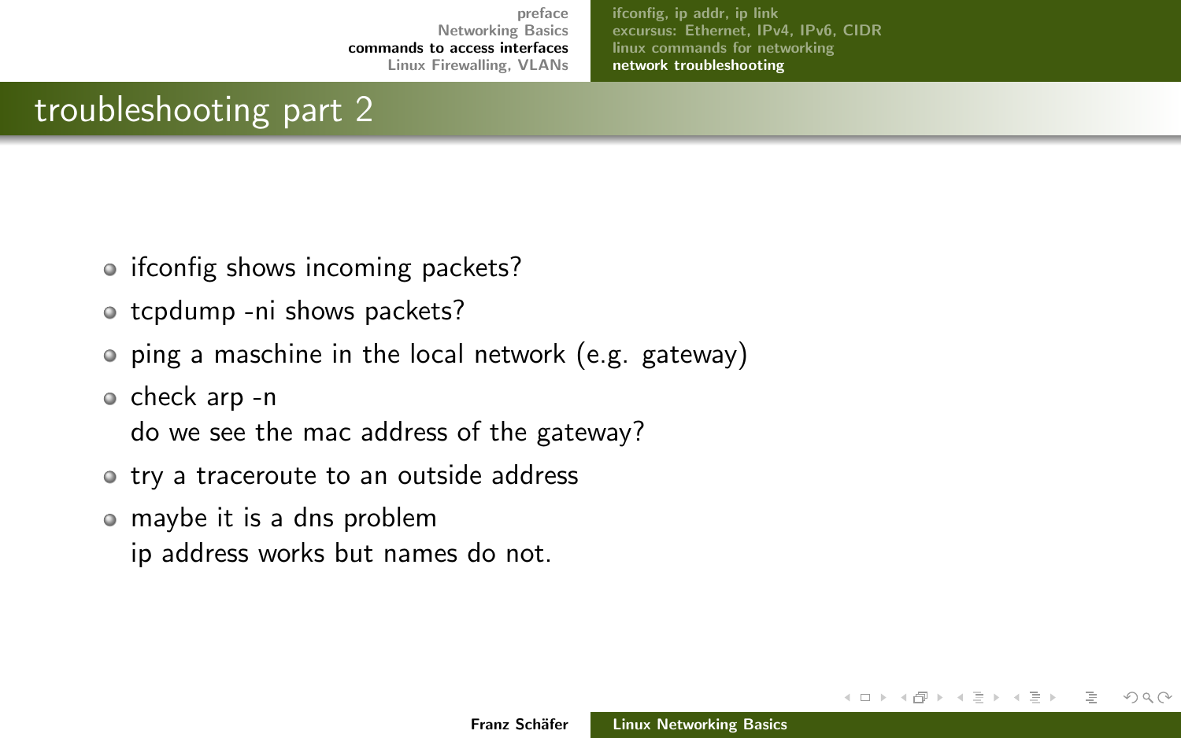# troubleshooting part 2

- ifconfig shows incoming packets?
- tcpdump -ni shows packets?
- ping a maschine in the local network (e.g. gateway)
- check arp -n
  do we see the mac address of the gateway?
- try a traceroute to an outside address
- maybe it is a dns problem
  ip address works but names do not.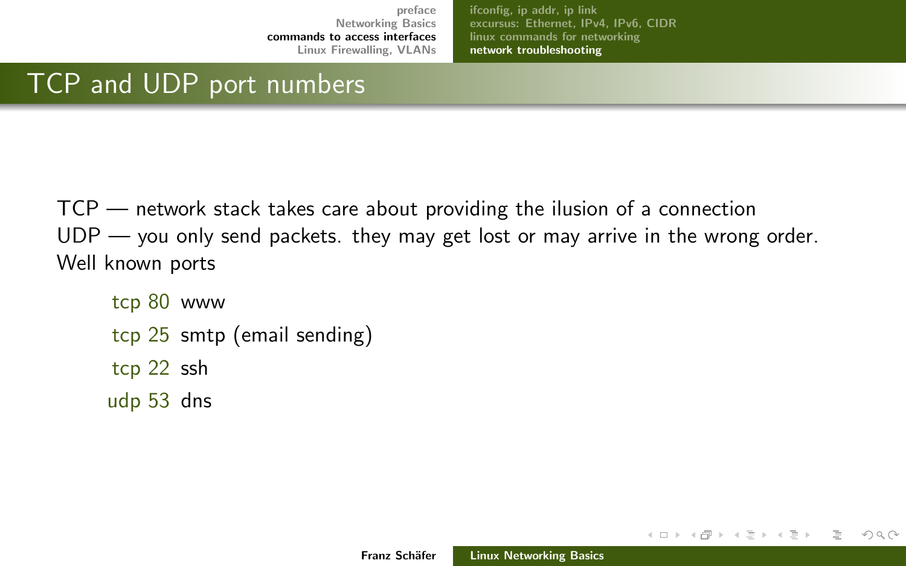# TCP and UDP port numbers

TCP — network stack takes care about providing the ilusion of a connection
UDP — you only send packets. they may get lost or may arrive in the wrong order.
Well known ports

- tcp 80 www
- tcp 25 smtp (email sending)
- tcp 22 ssh
- udp 53 dns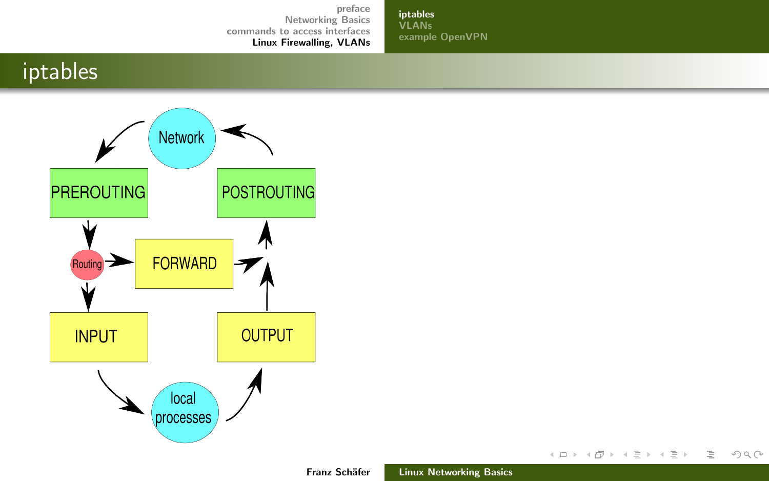# iptables

Network

PREROUTING

POSTROUTING

Routing

FORWARD

INPUT

OUTPUT

local processes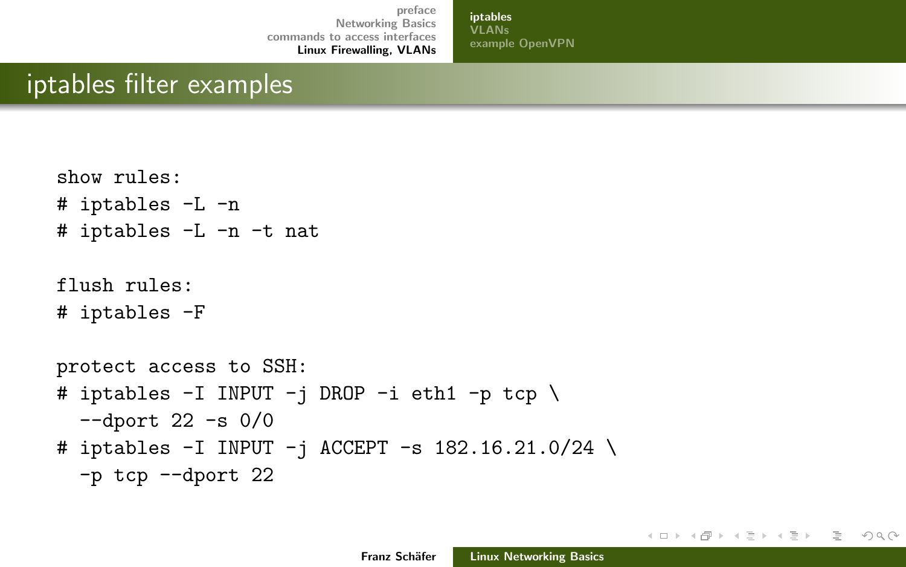# iptables filter examples

```
show rules:
# iptables -L -n
# iptables -L -n -t nat

flush rules:
# iptables -F

protect access to SSH:
# iptables -I INPUT -j DROP -i eth1 -p tcp \
  --dport 22 -s 0/0
# iptables -I INPUT -j ACCEPT -s 182.16.21.0/24 \
  -p tcp --dport 22
```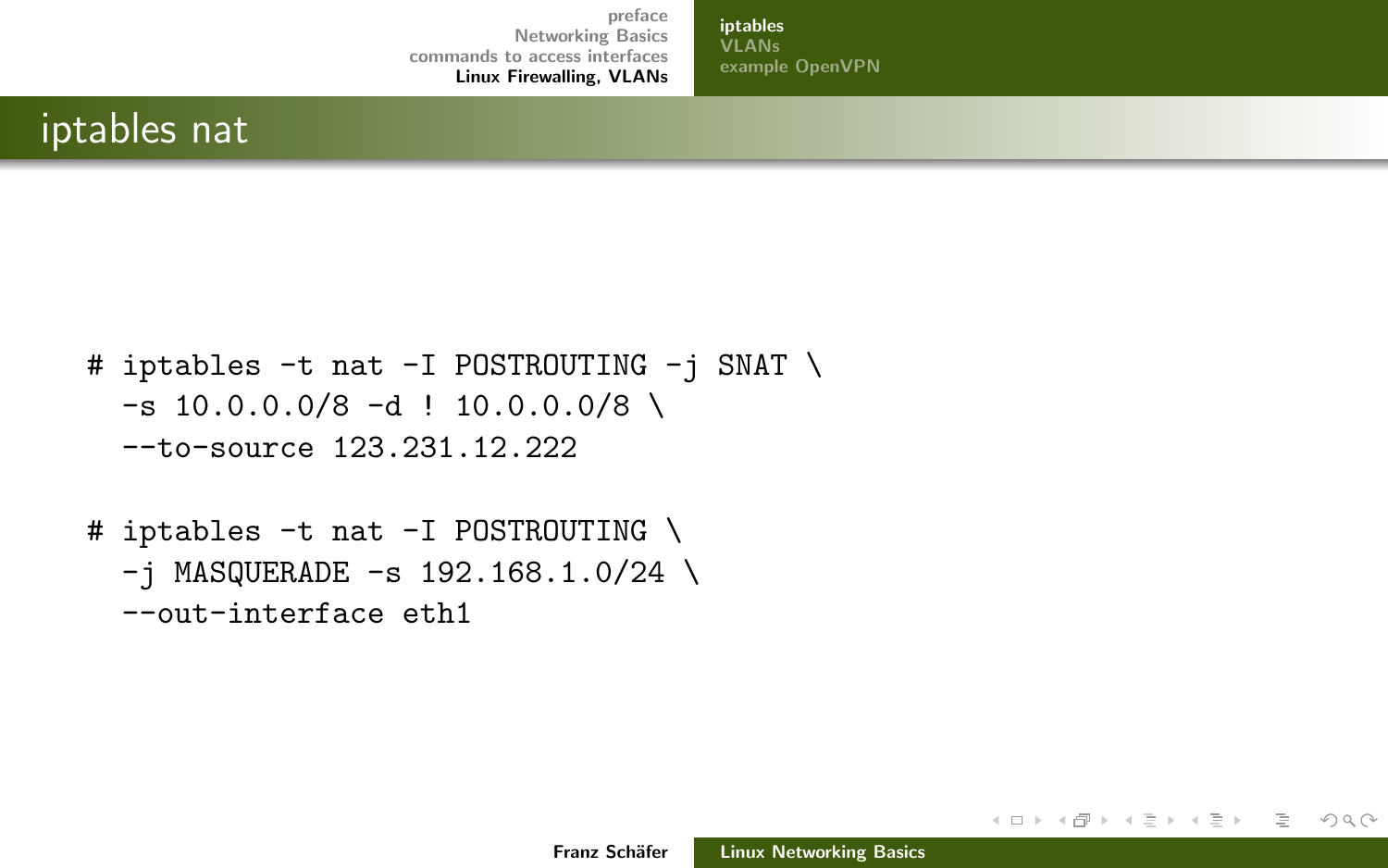## iptables nat

```
# iptables -t nat -I POSTROUTING -j SNAT \
  -s 10.0.0.0/8 -d ! 10.0.0.0/8 \
  --to-source 123.231.12.222

# iptables -t nat -I POSTROUTING \
  -j MASQUERADE -s 192.168.1.0/24 \
  --out-interface eth1
```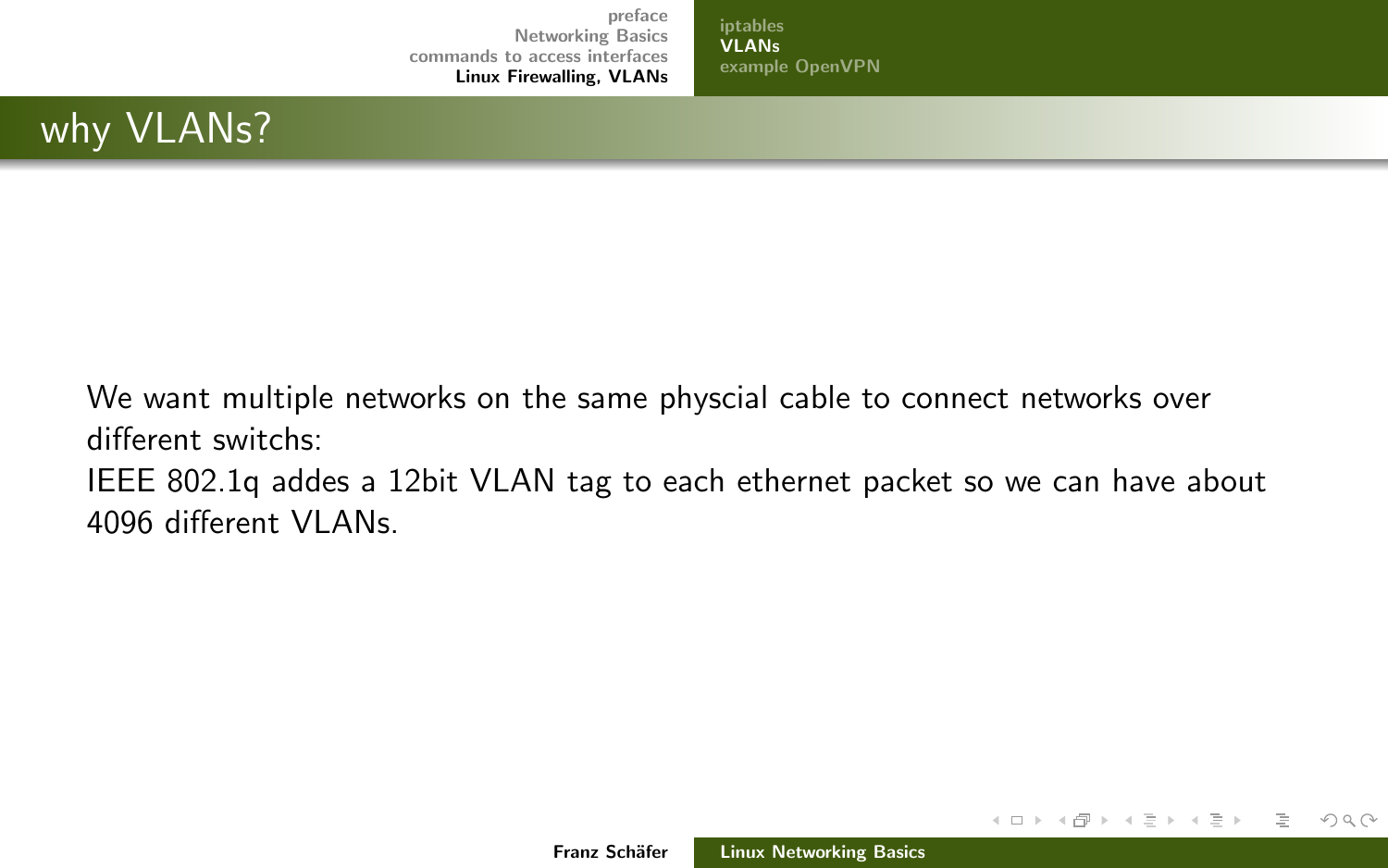## why VLANs?

We want multiple networks on the same physcial cable to connect networks over different switchs:
IEEE 802.1q addes a 12bit VLAN tag to each ethernet packet so we can have about 4096 different VLANs.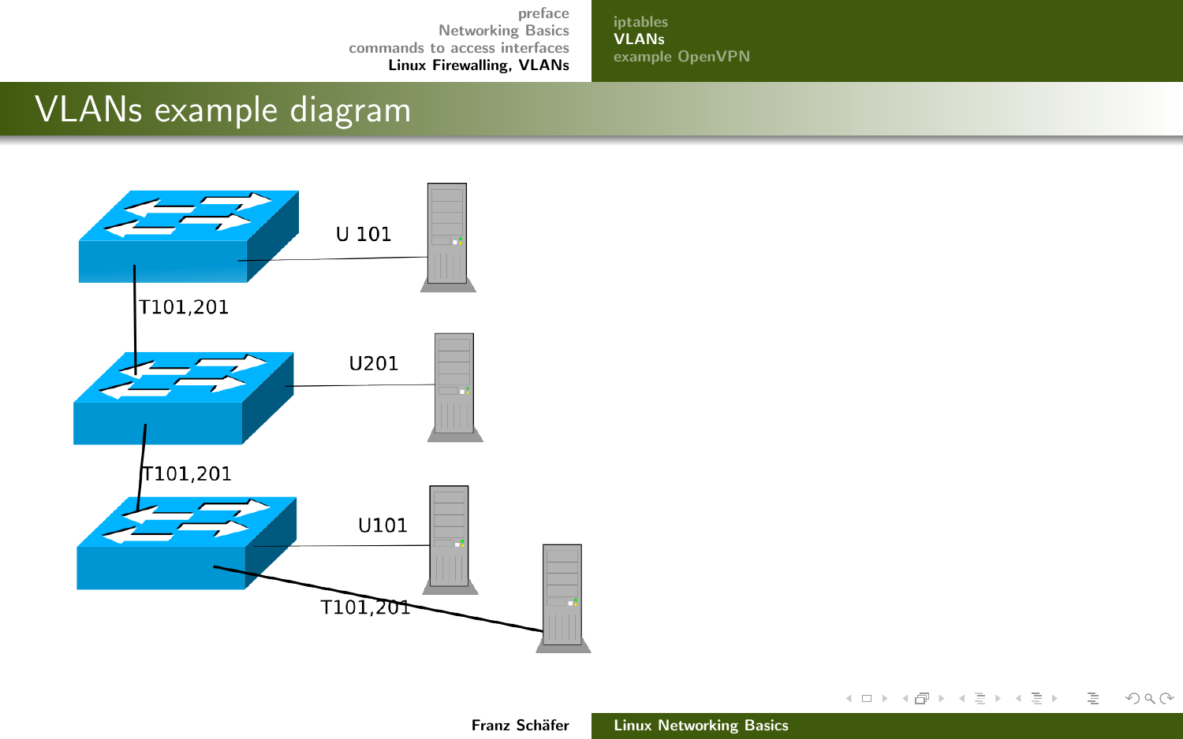# VLANs example diagram

U 101

T101,201

U201

T101,201

U101

T101,201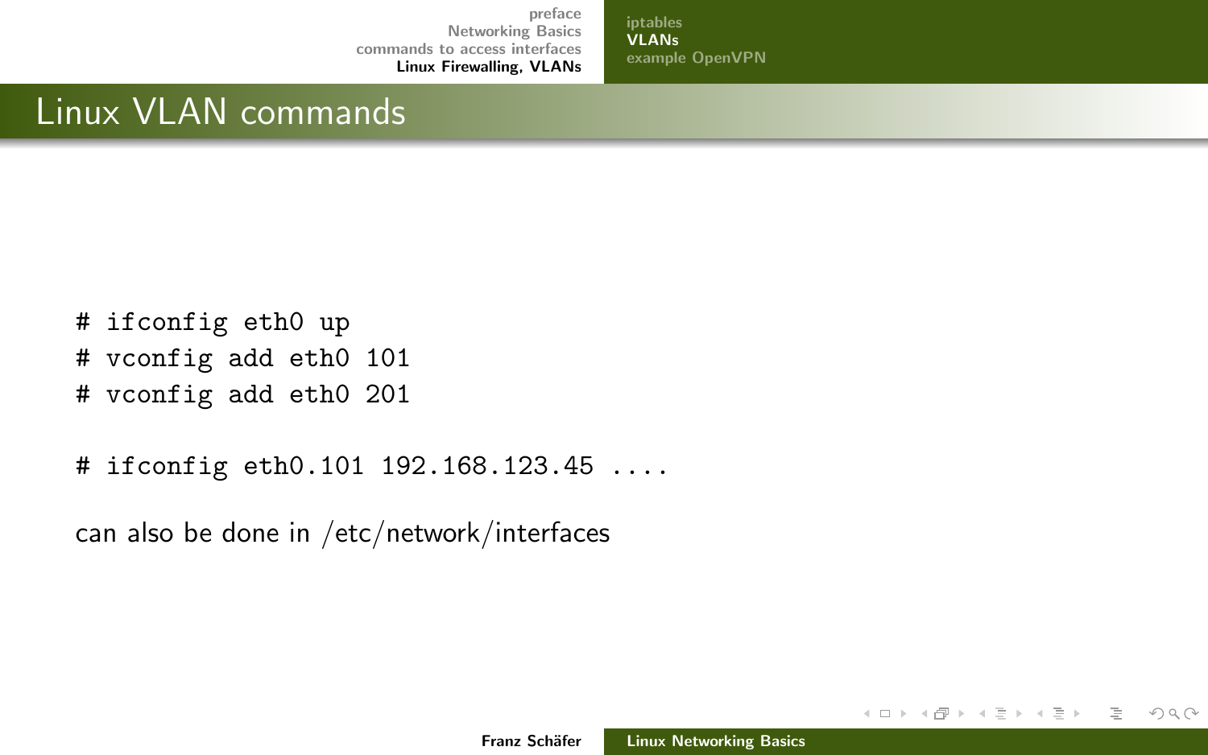## Linux VLAN commands

```
# ifconfig eth0 up
# vconfig add eth0 101
# vconfig add eth0 201

# ifconfig eth0.101 192.168.123.45 ....
```

can also be done in /etc/network/interfaces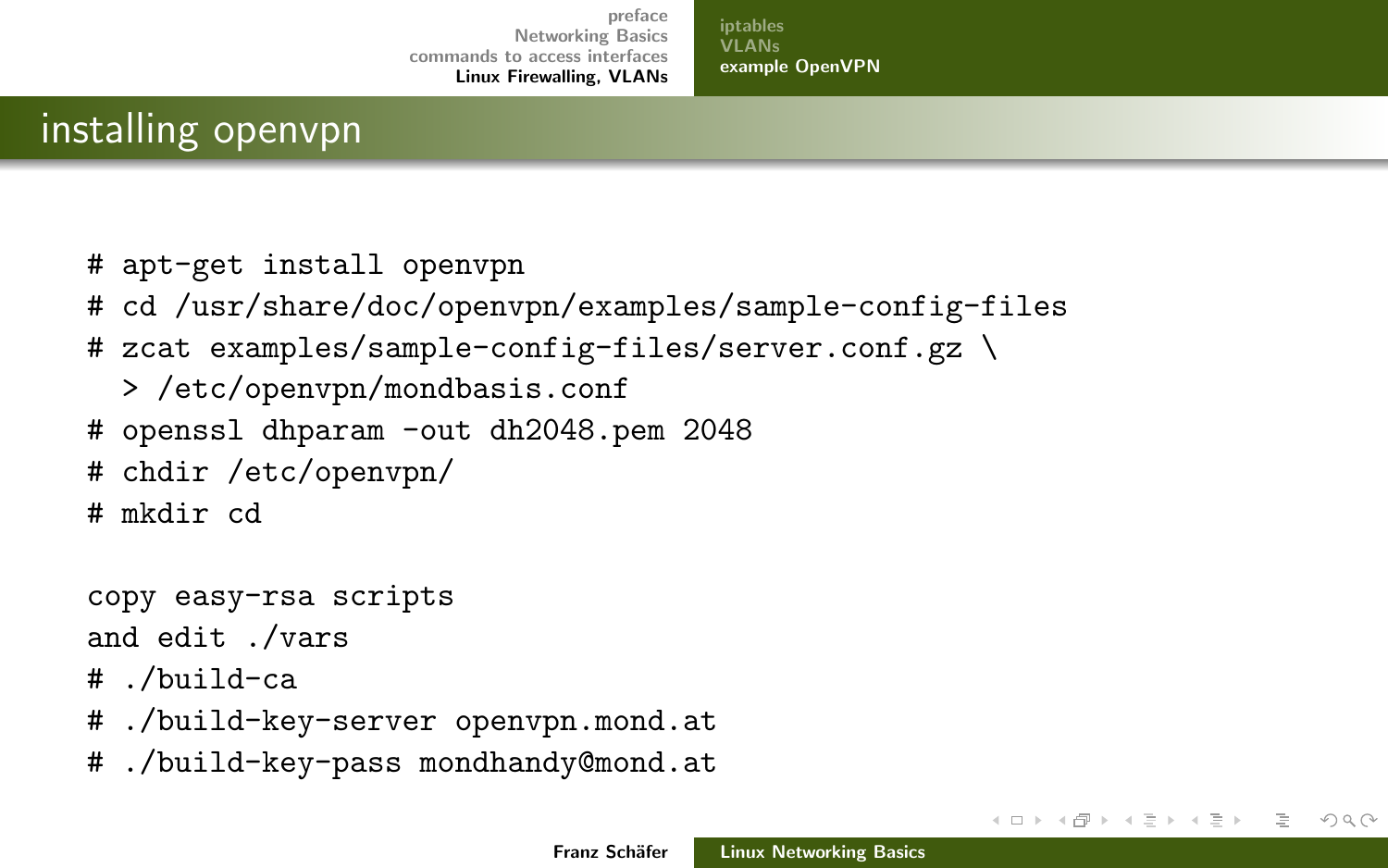## installing openvpn

```
# apt-get install openvpn
# cd /usr/share/doc/openvpn/examples/sample-config-files
# zcat examples/sample-config-files/server.conf.gz \
  > /etc/openvpn/mondbasis.conf
# openssl dhparam -out dh2048.pem 2048
# chdir /etc/openvpn/
# mkdir cd

copy easy-rsa scripts
and edit ./vars
# ./build-ca
# ./build-key-server openvpn.mond.at
# ./build-key-pass mondhandy@mond.at
```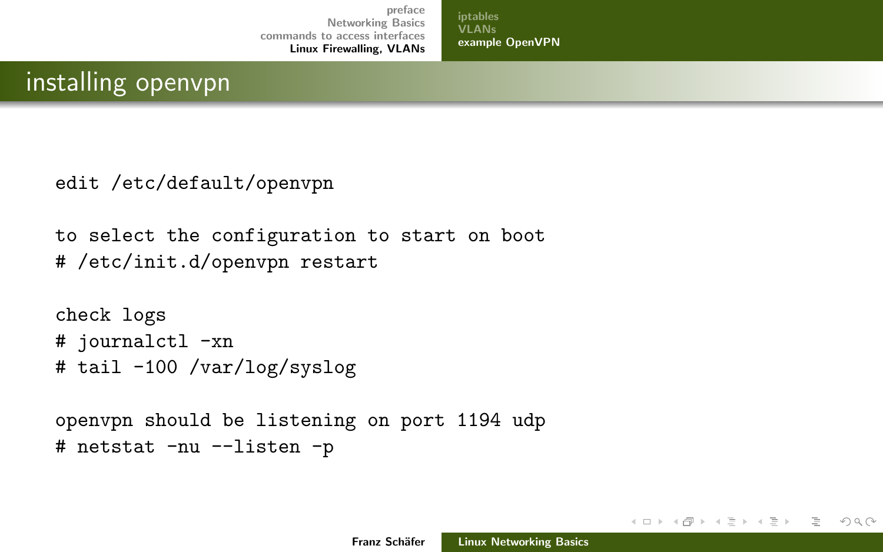## installing openvpn

```
edit /etc/default/openvpn

to select the configuration to start on boot
# /etc/init.d/openvpn restart

check logs
# journalctl -xn
# tail -100 /var/log/syslog

openvpn should be listening on port 1194 udp
# netstat -nu --listen -p
```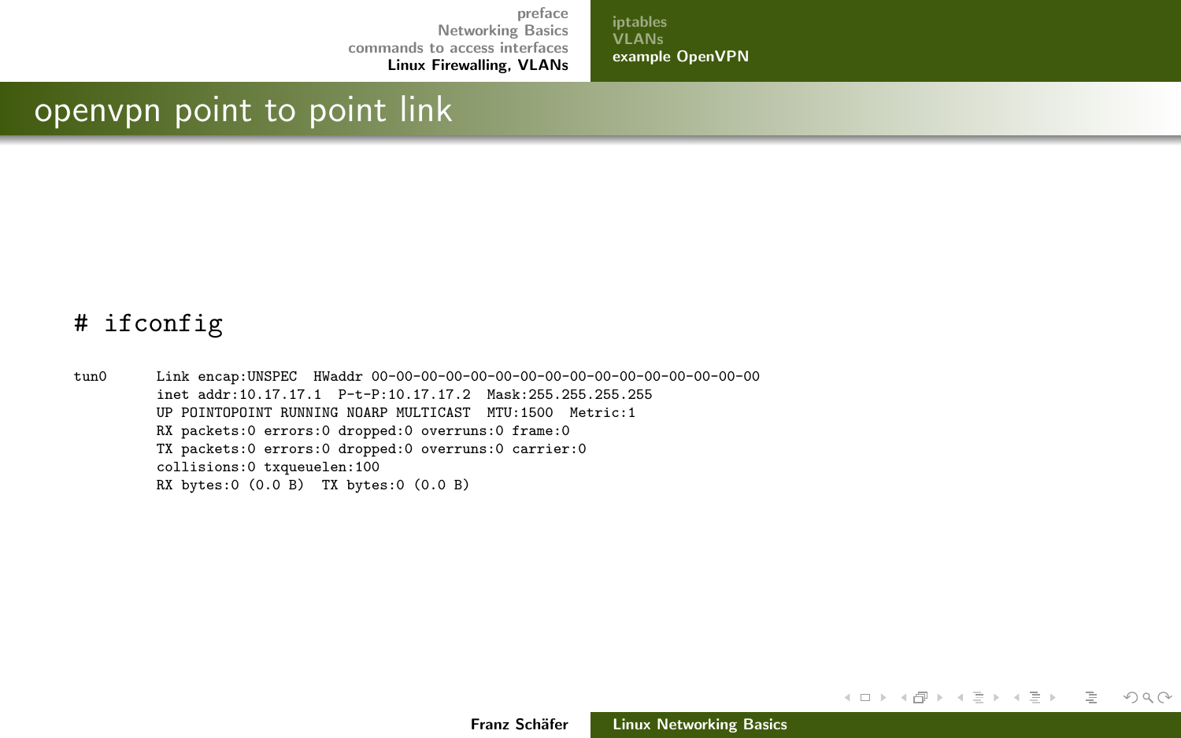# openvpn point to point link

```
# ifconfig

tun0      Link encap:UNSPEC  HWaddr 00-00-00-00-00-00-00-00-00-00-00-00-00-00-00-00
          inet addr:10.17.17.1  P-t-P:10.17.17.2  Mask:255.255.255.255
          UP POINTOPOINT RUNNING NOARP MULTICAST  MTU:1500  Metric:1
          RX packets:0 errors:0 dropped:0 overruns:0 frame:0
          TX packets:0 errors:0 dropped:0 overruns:0 carrier:0
          collisions:0 txqueuelen:100
          RX bytes:0 (0.0 B)  TX bytes:0 (0.0 B)
```